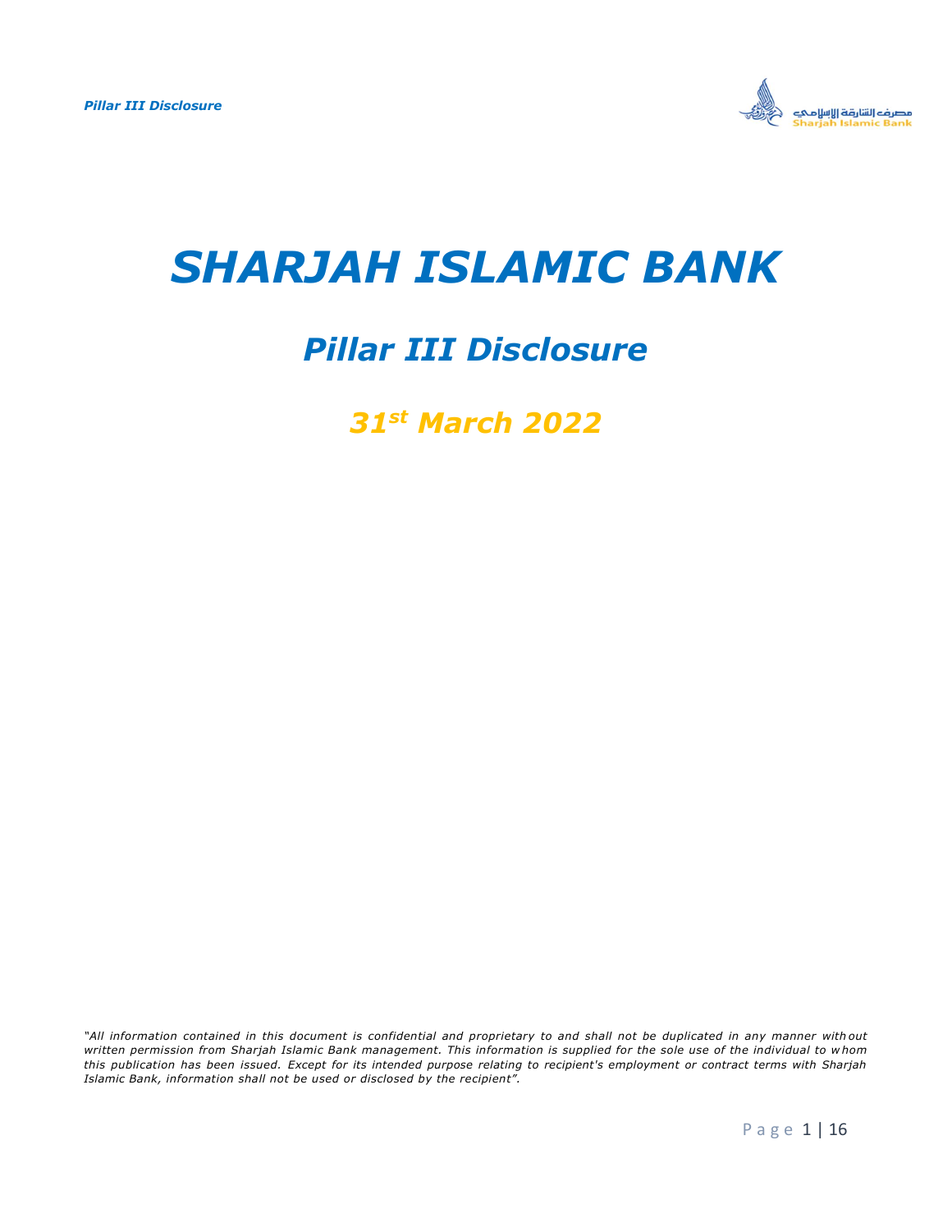# *SHARJAH ISLAMIC BANK*

## *Pillar III Disclosure*

### *31st March 2022*

*"All information contained in this document is confidential and proprietary to and shall not be duplicated in any manner without written permission from Sharjah Islamic Bank management. This information is supplied for the sole use of the individual to whom this publication has been issued. Except for its intended purpose relating to recipient's employment or contract terms with Sharjah Islamic Bank, information shall not be used or disclosed by the recipient".*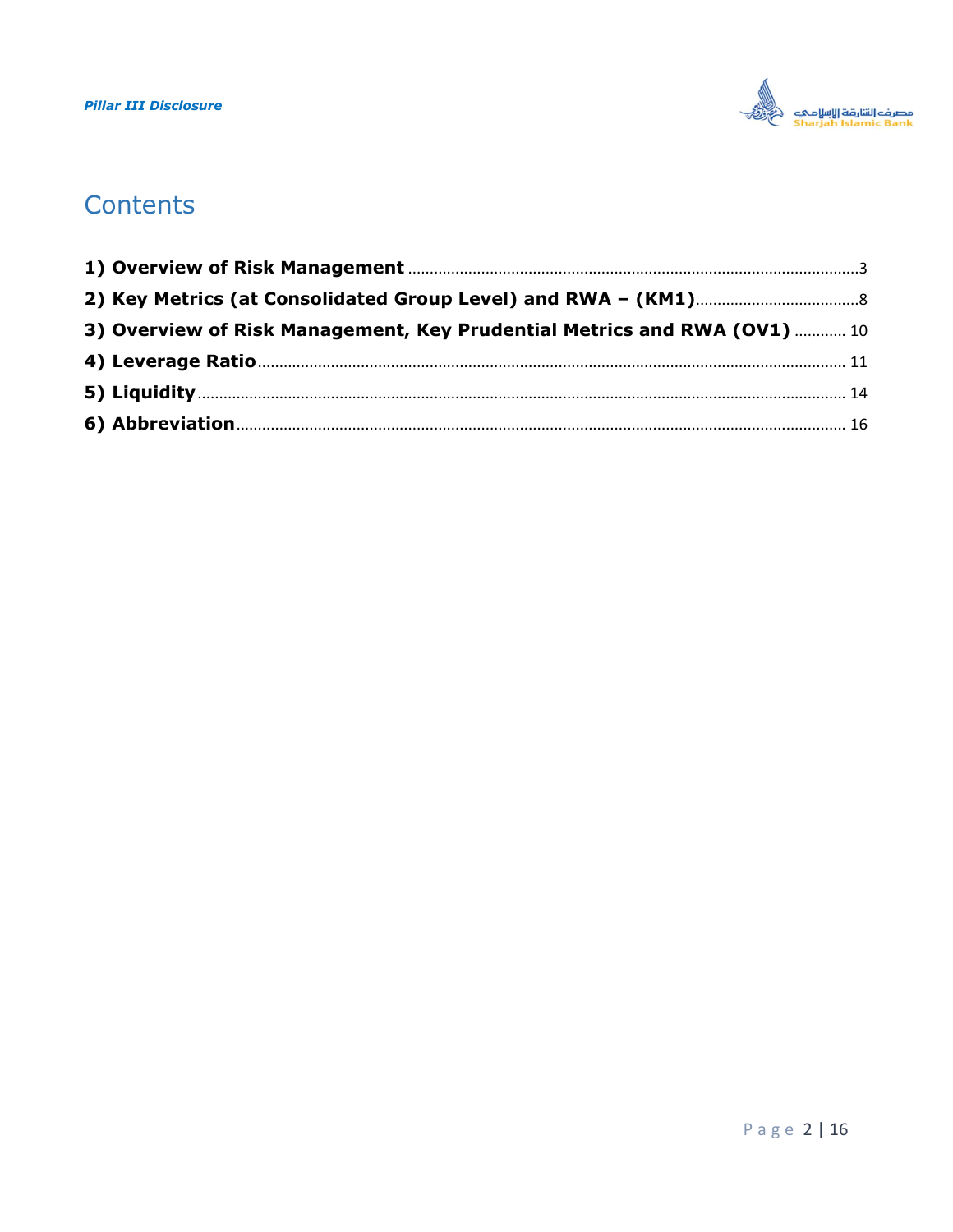# Contents

1) **Overview of Risk Management** ........ 3
2) **Key Metrics (at Consolidated Group Level) and RWA – (KM1)** ........ 8
3) **Overview of Risk Management, Key Prudential Metrics and RWA (OV1)** ........ 10
4) **Leverage Ratio** ........ 11
5) **Liquidity** ........ 14
6) **Abbreviation** ........ 16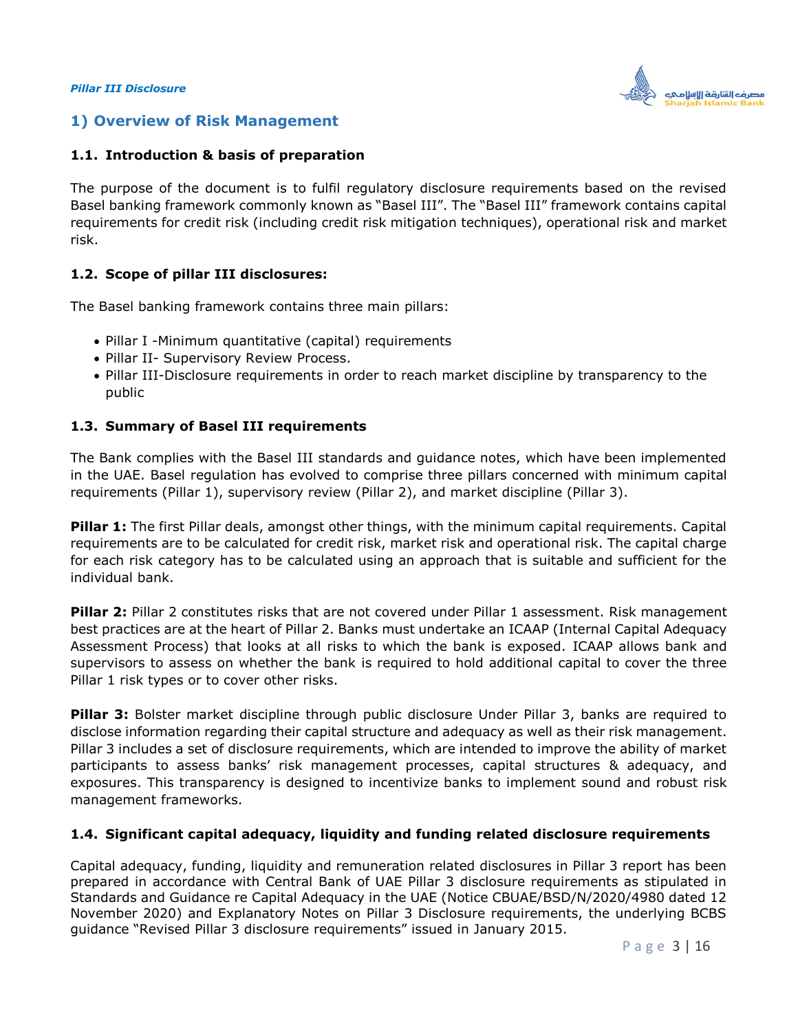## 1) Overview of Risk Management

### 1.1. Introduction & basis of preparation

The purpose of the document is to fulfil regulatory disclosure requirements based on the revised Basel banking framework commonly known as "Basel III". The "Basel III" framework contains capital requirements for credit risk (including credit risk mitigation techniques), operational risk and market risk.

### 1.2. Scope of pillar III disclosures:

The Basel banking framework contains three main pillars:

- Pillar I -Minimum quantitative (capital) requirements
- Pillar II- Supervisory Review Process.
- Pillar III-Disclosure requirements in order to reach market discipline by transparency to the public

### 1.3. Summary of Basel III requirements

The Bank complies with the Basel III standards and guidance notes, which have been implemented in the UAE. Basel regulation has evolved to comprise three pillars concerned with minimum capital requirements (Pillar 1), supervisory review (Pillar 2), and market discipline (Pillar 3).

**Pillar 1:** The first Pillar deals, amongst other things, with the minimum capital requirements. Capital requirements are to be calculated for credit risk, market risk and operational risk. The capital charge for each risk category has to be calculated using an approach that is suitable and sufficient for the individual bank.

**Pillar 2:** Pillar 2 constitutes risks that are not covered under Pillar 1 assessment. Risk management best practices are at the heart of Pillar 2. Banks must undertake an ICAAP (Internal Capital Adequacy Assessment Process) that looks at all risks to which the bank is exposed. ICAAP allows bank and supervisors to assess on whether the bank is required to hold additional capital to cover the three Pillar 1 risk types or to cover other risks.

**Pillar 3:** Bolster market discipline through public disclosure Under Pillar 3, banks are required to disclose information regarding their capital structure and adequacy as well as their risk management. Pillar 3 includes a set of disclosure requirements, which are intended to improve the ability of market participants to assess banks' risk management processes, capital structures & adequacy, and exposures. This transparency is designed to incentivize banks to implement sound and robust risk management frameworks.

### 1.4. Significant capital adequacy, liquidity and funding related disclosure requirements

Capital adequacy, funding, liquidity and remuneration related disclosures in Pillar 3 report has been prepared in accordance with Central Bank of UAE Pillar 3 disclosure requirements as stipulated in Standards and Guidance re Capital Adequacy in the UAE (Notice CBUAE/BSD/N/2020/4980 dated 12 November 2020) and Explanatory Notes on Pillar 3 Disclosure requirements, the underlying BCBS guidance "Revised Pillar 3 disclosure requirements" issued in January 2015.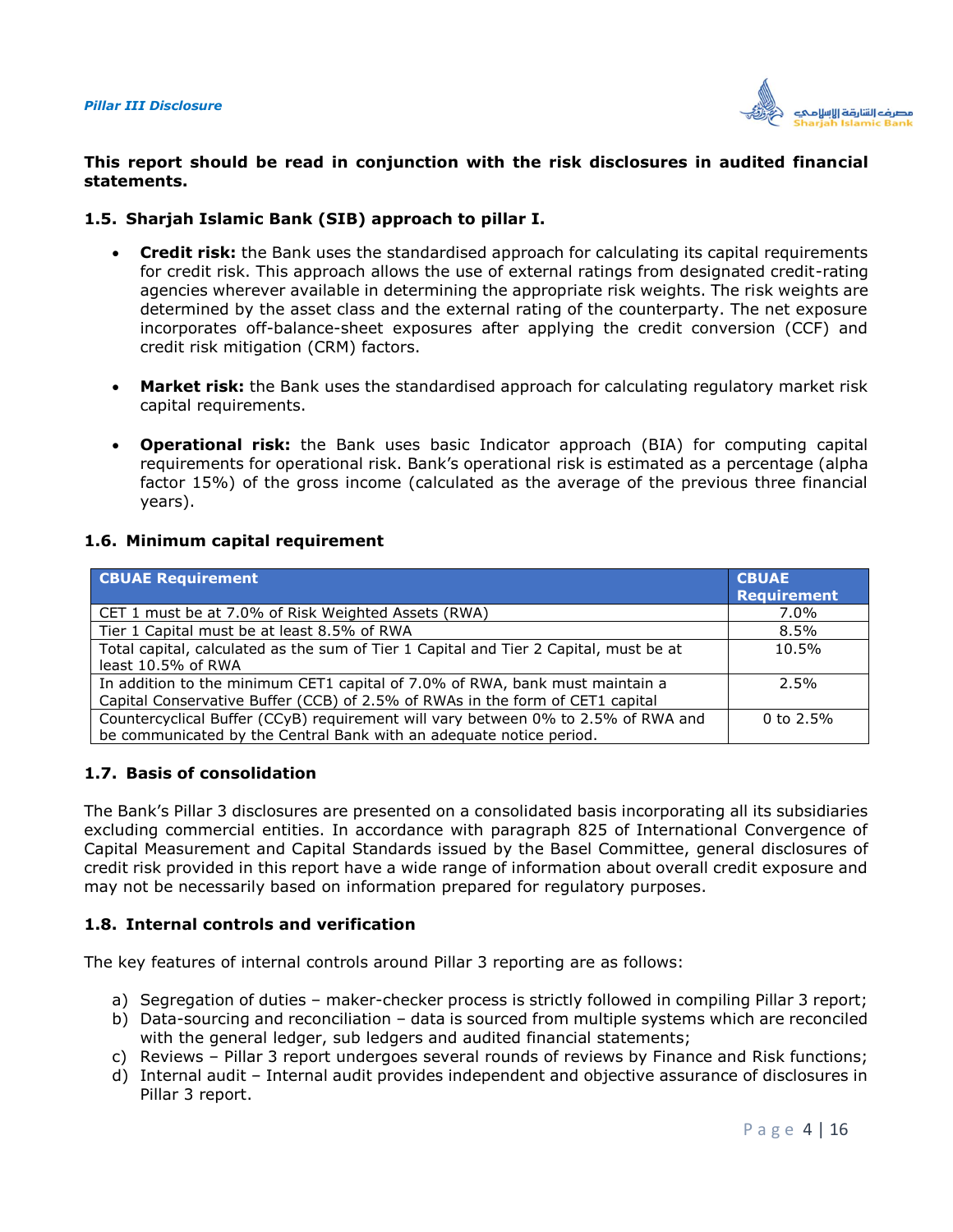**This report should be read in conjunction with the risk disclosures in audited financial statements.**

### 1.5. Sharjah Islamic Bank (SIB) approach to pillar I.

- **Credit risk:** the Bank uses the standardised approach for calculating its capital requirements for credit risk. This approach allows the use of external ratings from designated credit-rating agencies wherever available in determining the appropriate risk weights. The risk weights are determined by the asset class and the external rating of the counterparty. The net exposure incorporates off-balance-sheet exposures after applying the credit conversion (CCF) and credit risk mitigation (CRM) factors.

- **Market risk:** the Bank uses the standardised approach for calculating regulatory market risk capital requirements.

- **Operational risk:** the Bank uses basic Indicator approach (BIA) for computing capital requirements for operational risk. Bank's operational risk is estimated as a percentage (alpha factor 15%) of the gross income (calculated as the average of the previous three financial years).

### 1.6. Minimum capital requirement

| CBUAE Requirement | CBUAE Requirement |
|---|---|
| CET 1 must be at 7.0% of Risk Weighted Assets (RWA) | 7.0% |
| Tier 1 Capital must be at least 8.5% of RWA | 8.5% |
| Total capital, calculated as the sum of Tier 1 Capital and Tier 2 Capital, must be at least 10.5% of RWA | 10.5% |
| In addition to the minimum CET1 capital of 7.0% of RWA, bank must maintain a Capital Conservative Buffer (CCB) of 2.5% of RWAs in the form of CET1 capital | 2.5% |
| Countercyclical Buffer (CCyB) requirement will vary between 0% to 2.5% of RWA and be communicated by the Central Bank with an adequate notice period. | 0 to 2.5% |

### 1.7. Basis of consolidation

The Bank's Pillar 3 disclosures are presented on a consolidated basis incorporating all its subsidiaries excluding commercial entities. In accordance with paragraph 825 of International Convergence of Capital Measurement and Capital Standards issued by the Basel Committee, general disclosures of credit risk provided in this report have a wide range of information about overall credit exposure and may not be necessarily based on information prepared for regulatory purposes.

### 1.8. Internal controls and verification

The key features of internal controls around Pillar 3 reporting are as follows:

a) Segregation of duties – maker-checker process is strictly followed in compiling Pillar 3 report;
b) Data-sourcing and reconciliation – data is sourced from multiple systems which are reconciled with the general ledger, sub ledgers and audited financial statements;
c) Reviews – Pillar 3 report undergoes several rounds of reviews by Finance and Risk functions;
d) Internal audit – Internal audit provides independent and objective assurance of disclosures in Pillar 3 report.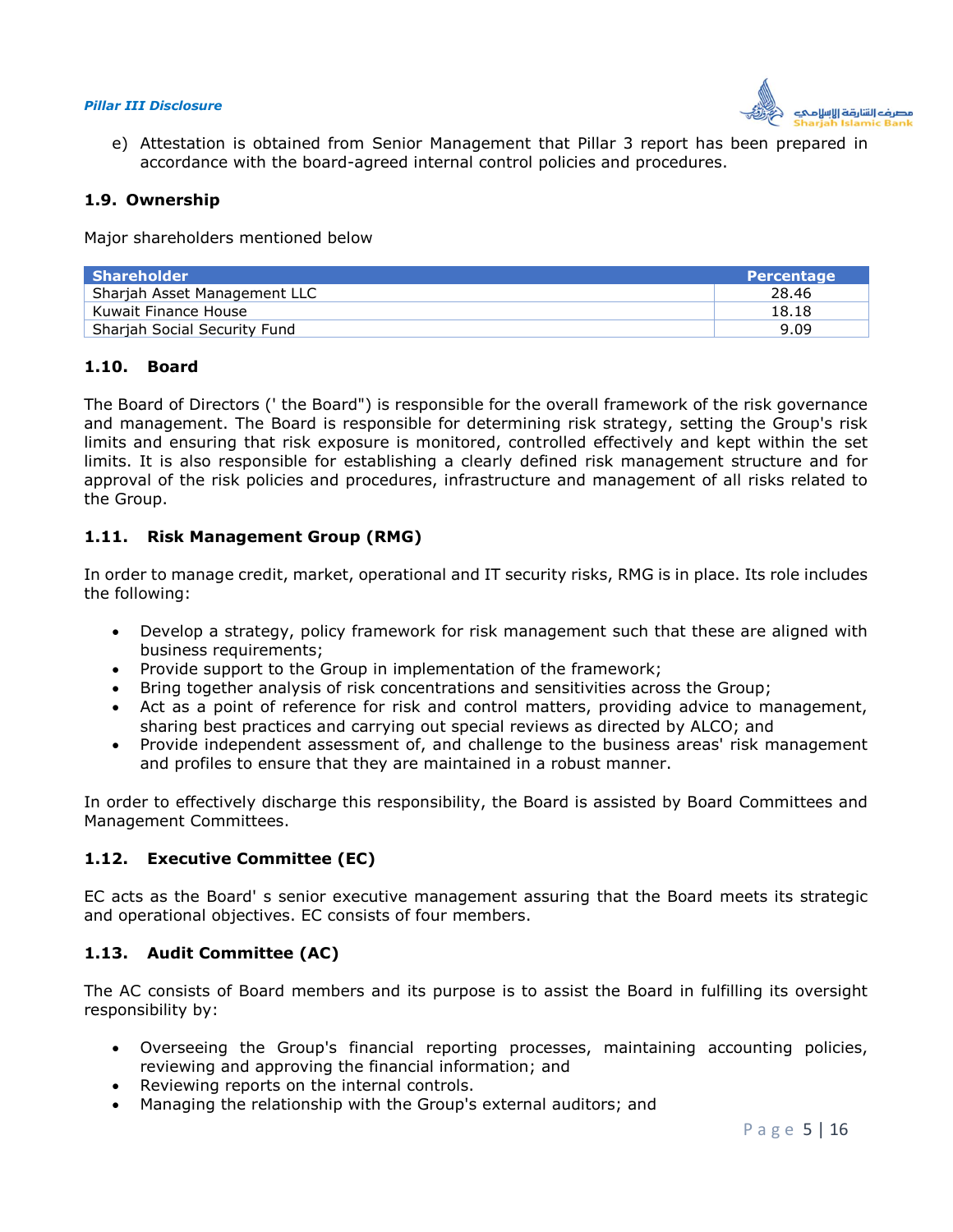e) Attestation is obtained from Senior Management that Pillar 3 report has been prepared in accordance with the board-agreed internal control policies and procedures.

### 1.9. Ownership

Major shareholders mentioned below

| Shareholder | Percentage |
|---|---|
| Sharjah Asset Management LLC | 28.46 |
| Kuwait Finance House | 18.18 |
| Sharjah Social Security Fund | 9.09 |

### 1.10. Board

The Board of Directors (' the Board") is responsible for the overall framework of the risk governance and management. The Board is responsible for determining risk strategy, setting the Group's risk limits and ensuring that risk exposure is monitored, controlled effectively and kept within the set limits. It is also responsible for establishing a clearly defined risk management structure and for approval of the risk policies and procedures, infrastructure and management of all risks related to the Group.

### 1.11. Risk Management Group (RMG)

In order to manage credit, market, operational and IT security risks, RMG is in place. Its role includes the following:

- Develop a strategy, policy framework for risk management such that these are aligned with business requirements;
- Provide support to the Group in implementation of the framework;
- Bring together analysis of risk concentrations and sensitivities across the Group;
- Act as a point of reference for risk and control matters, providing advice to management, sharing best practices and carrying out special reviews as directed by ALCO; and
- Provide independent assessment of, and challenge to the business areas' risk management and profiles to ensure that they are maintained in a robust manner.

In order to effectively discharge this responsibility, the Board is assisted by Board Committees and Management Committees.

### 1.12. Executive Committee (EC)

EC acts as the Board' s senior executive management assuring that the Board meets its strategic and operational objectives. EC consists of four members.

### 1.13. Audit Committee (AC)

The AC consists of Board members and its purpose is to assist the Board in fulfilling its oversight responsibility by:

- Overseeing the Group's financial reporting processes, maintaining accounting policies, reviewing and approving the financial information; and
- Reviewing reports on the internal controls.
- Managing the relationship with the Group's external auditors; and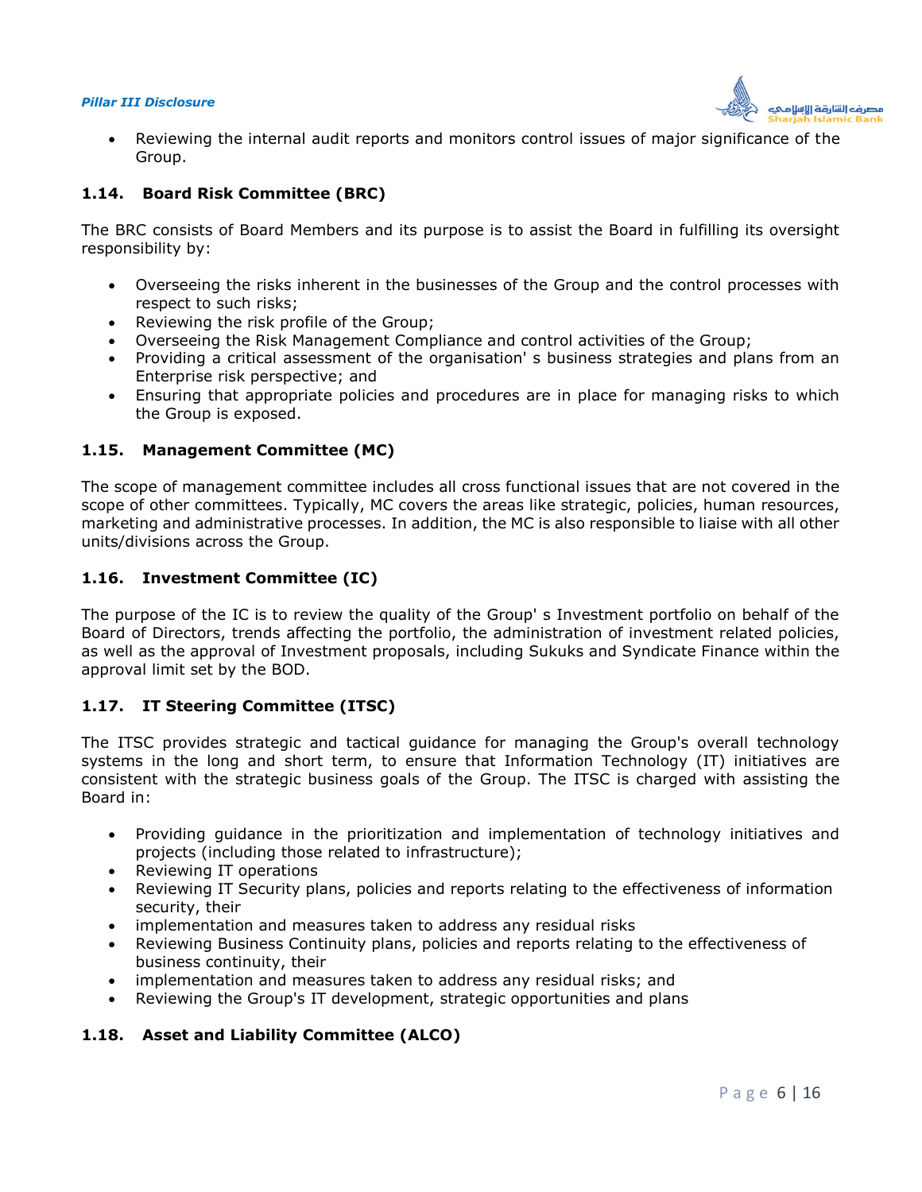- Reviewing the internal audit reports and monitors control issues of major significance of the Group.

### 1.14. Board Risk Committee (BRC)

The BRC consists of Board Members and its purpose is to assist the Board in fulfilling its oversight responsibility by:

- Overseeing the risks inherent in the businesses of the Group and the control processes with respect to such risks;
- Reviewing the risk profile of the Group;
- Overseeing the Risk Management Compliance and control activities of the Group;
- Providing a critical assessment of the organisation' s business strategies and plans from an Enterprise risk perspective; and
- Ensuring that appropriate policies and procedures are in place for managing risks to which the Group is exposed.

### 1.15. Management Committee (MC)

The scope of management committee includes all cross functional issues that are not covered in the scope of other committees. Typically, MC covers the areas like strategic, policies, human resources, marketing and administrative processes. In addition, the MC is also responsible to liaise with all other units/divisions across the Group.

### 1.16. Investment Committee (IC)

The purpose of the IC is to review the quality of the Group' s Investment portfolio on behalf of the Board of Directors, trends affecting the portfolio, the administration of investment related policies, as well as the approval of Investment proposals, including Sukuks and Syndicate Finance within the approval limit set by the BOD.

### 1.17. IT Steering Committee (ITSC)

The ITSC provides strategic and tactical guidance for managing the Group's overall technology systems in the long and short term, to ensure that Information Technology (IT) initiatives are consistent with the strategic business goals of the Group. The ITSC is charged with assisting the Board in:

- Providing guidance in the prioritization and implementation of technology initiatives and projects (including those related to infrastructure);
- Reviewing IT operations
- Reviewing IT Security plans, policies and reports relating to the effectiveness of information security, their
- implementation and measures taken to address any residual risks
- Reviewing Business Continuity plans, policies and reports relating to the effectiveness of business continuity, their
- implementation and measures taken to address any residual risks; and
- Reviewing the Group's IT development, strategic opportunities and plans

### 1.18. Asset and Liability Committee (ALCO)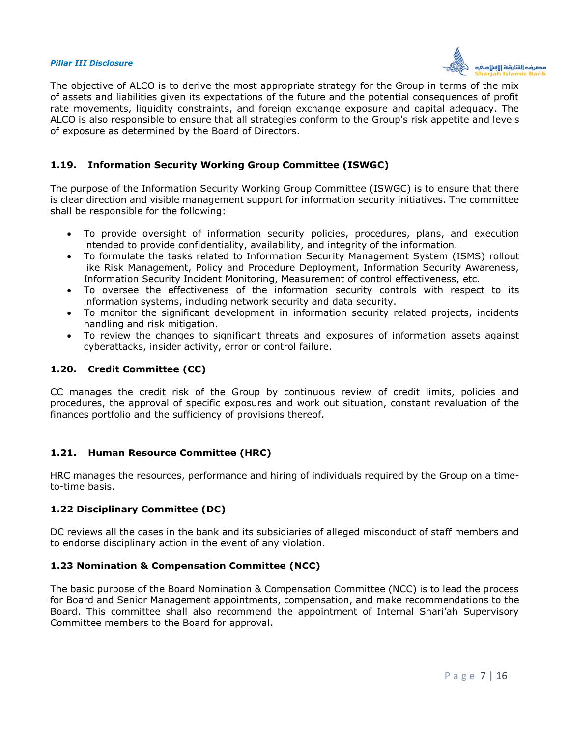The objective of ALCO is to derive the most appropriate strategy for the Group in terms of the mix of assets and liabilities given its expectations of the future and the potential consequences of profit rate movements, liquidity constraints, and foreign exchange exposure and capital adequacy. The ALCO is also responsible to ensure that all strategies conform to the Group's risk appetite and levels of exposure as determined by the Board of Directors.

### 1.19. Information Security Working Group Committee (ISWGC)

The purpose of the Information Security Working Group Committee (ISWGC) is to ensure that there is clear direction and visible management support for information security initiatives. The committee shall be responsible for the following:

- To provide oversight of information security policies, procedures, plans, and execution intended to provide confidentiality, availability, and integrity of the information.
- To formulate the tasks related to Information Security Management System (ISMS) rollout like Risk Management, Policy and Procedure Deployment, Information Security Awareness, Information Security Incident Monitoring, Measurement of control effectiveness, etc.
- To oversee the effectiveness of the information security controls with respect to its information systems, including network security and data security.
- To monitor the significant development in information security related projects, incidents handling and risk mitigation.
- To review the changes to significant threats and exposures of information assets against cyberattacks, insider activity, error or control failure.

### 1.20. Credit Committee (CC)

CC manages the credit risk of the Group by continuous review of credit limits, policies and procedures, the approval of specific exposures and work out situation, constant revaluation of the finances portfolio and the sufficiency of provisions thereof.

### 1.21. Human Resource Committee (HRC)

HRC manages the resources, performance and hiring of individuals required by the Group on a time-to-time basis.

### 1.22 Disciplinary Committee (DC)

DC reviews all the cases in the bank and its subsidiaries of alleged misconduct of staff members and to endorse disciplinary action in the event of any violation.

### 1.23 Nomination & Compensation Committee (NCC)

The basic purpose of the Board Nomination & Compensation Committee (NCC) is to lead the process for Board and Senior Management appointments, compensation, and make recommendations to the Board. This committee shall also recommend the appointment of Internal Shari'ah Supervisory Committee members to the Board for approval.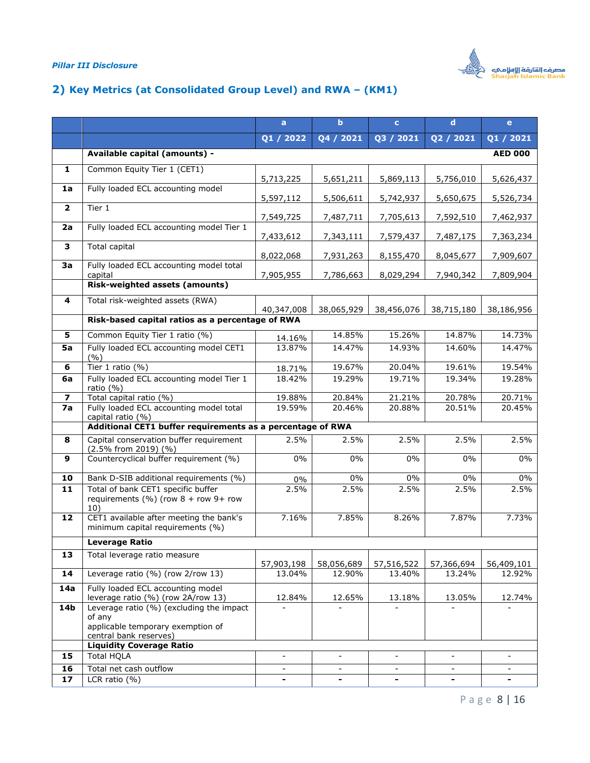## 2) Key Metrics (at Consolidated Group Level) and RWA – (KM1)

| | | a | b | c | d | e |
|---|---|---|---|---|---|---|
| | | Q1 / 2022 | Q4 / 2021 | Q3 / 2021 | Q2 / 2021 | Q1 / 2021 |
| | **Available capital (amounts) -** | | | | | **AED 000** |
| **1** | Common Equity Tier 1 (CET1) | 5,713,225 | 5,651,211 | 5,869,113 | 5,756,010 | 5,626,437 |
| **1a** | Fully loaded ECL accounting model | 5,597,112 | 5,506,611 | 5,742,937 | 5,650,675 | 5,526,734 |
| **2** | Tier 1 | 7,549,725 | 7,487,711 | 7,705,613 | 7,592,510 | 7,462,937 |
| **2a** | Fully loaded ECL accounting model Tier 1 | 7,433,612 | 7,343,111 | 7,579,437 | 7,487,175 | 7,363,234 |
| **3** | Total capital | 8,022,068 | 7,931,263 | 8,155,470 | 8,045,677 | 7,909,607 |
| **3a** | Fully loaded ECL accounting model total capital | 7,905,955 | 7,786,663 | 8,029,294 | 7,940,342 | 7,809,904 |
| | **Risk-weighted assets (amounts)** | | | | | |
| **4** | Total risk-weighted assets (RWA) | 40,347,008 | 38,065,929 | 38,456,076 | 38,715,180 | 38,186,956 |
| | **Risk-based capital ratios as a percentage of RWA** | | | | | |
| **5** | Common Equity Tier 1 ratio (%) | 14.16% | 14.85% | 15.26% | 14.87% | 14.73% |
| **5a** | Fully loaded ECL accounting model CET1 (%) | 13.87% | 14.47% | 14.93% | 14.60% | 14.47% |
| **6** | Tier 1 ratio (%) | 18.71% | 19.67% | 20.04% | 19.61% | 19.54% |
| **6a** | Fully loaded ECL accounting model Tier 1 ratio (%) | 18.42% | 19.29% | 19.71% | 19.34% | 19.28% |
| **7** | Total capital ratio (%) | 19.88% | 20.84% | 21.21% | 20.78% | 20.71% |
| **7a** | Fully loaded ECL accounting model total capital ratio (%) | 19.59% | 20.46% | 20.88% | 20.51% | 20.45% |
| | **Additional CET1 buffer requirements as a percentage of RWA** | | | | | |
| **8** | Capital conservation buffer requirement (2.5% from 2019) (%) | 2.5% | 2.5% | 2.5% | 2.5% | 2.5% |
| **9** | Countercyclical buffer requirement (%) | 0% | 0% | 0% | 0% | 0% |
| **10** | Bank D-SIB additional requirements (%) | 0% | 0% | 0% | 0% | 0% |
| **11** | Total of bank CET1 specific buffer requirements (%) (row 8 + row 9+ row 10) | 2.5% | 2.5% | 2.5% | 2.5% | 2.5% |
| **12** | CET1 available after meeting the bank's minimum capital requirements (%) | 7.16% | 7.85% | 8.26% | 7.87% | 7.73% |
| | **Leverage Ratio** | | | | | |
| **13** | Total leverage ratio measure | 57,903,198 | 58,056,689 | 57,516,522 | 57,366,694 | 56,409,101 |
| **14** | Leverage ratio (%) (row 2/row 13) | 13.04% | 12.90% | 13.40% | 13.24% | 12.92% |
| **14a** | Fully loaded ECL accounting model leverage ratio (%) (row 2A/row 13) | 12.84% | 12.65% | 13.18% | 13.05% | 12.74% |
| **14b** | Leverage ratio (%) (excluding the impact of any applicable temporary exemption of central bank reserves) | - | - | - | - | - |
| | **Liquidity Coverage Ratio** | | | | | |
| **15** | Total HQLA | - | - | - | - | - |
| **16** | Total net cash outflow | - | - | - | - | - |
| **17** | LCR ratio (%) | **-** | **-** | **-** | **-** | **-** |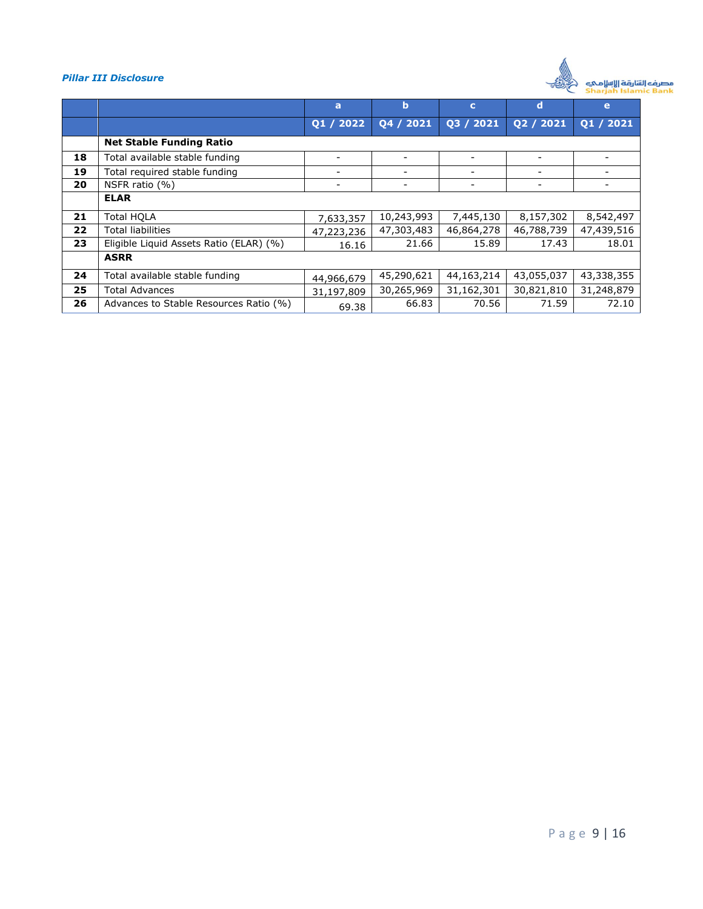| | | a | b | c | d | e |
|---|---|---|---|---|---|---|
| | | Q1 / 2022 | Q4 / 2021 | Q3 / 2021 | Q2 / 2021 | Q1 / 2021 |
| | **Net Stable Funding Ratio** | | | | | |
| 18 | Total available stable funding | - | - | - | - | - |
| 19 | Total required stable funding | - | - | - | - | - |
| 20 | NSFR ratio (%) | - | - | - | - | - |
| | **ELAR** | | | | | |
| 21 | Total HQLA | 7,633,357 | 10,243,993 | 7,445,130 | 8,157,302 | 8,542,497 |
| 22 | Total liabilities | 47,223,236 | 47,303,483 | 46,864,278 | 46,788,739 | 47,439,516 |
| 23 | Eligible Liquid Assets Ratio (ELAR) (%) | 16.16 | 21.66 | 15.89 | 17.43 | 18.01 |
| | **ASRR** | | | | | |
| 24 | Total available stable funding | 44,966,679 | 45,290,621 | 44,163,214 | 43,055,037 | 43,338,355 |
| 25 | Total Advances | 31,197,809 | 30,265,969 | 31,162,301 | 30,821,810 | 31,248,879 |
| 26 | Advances to Stable Resources Ratio (%) | 69.38 | 66.83 | 70.56 | 71.59 | 72.10 |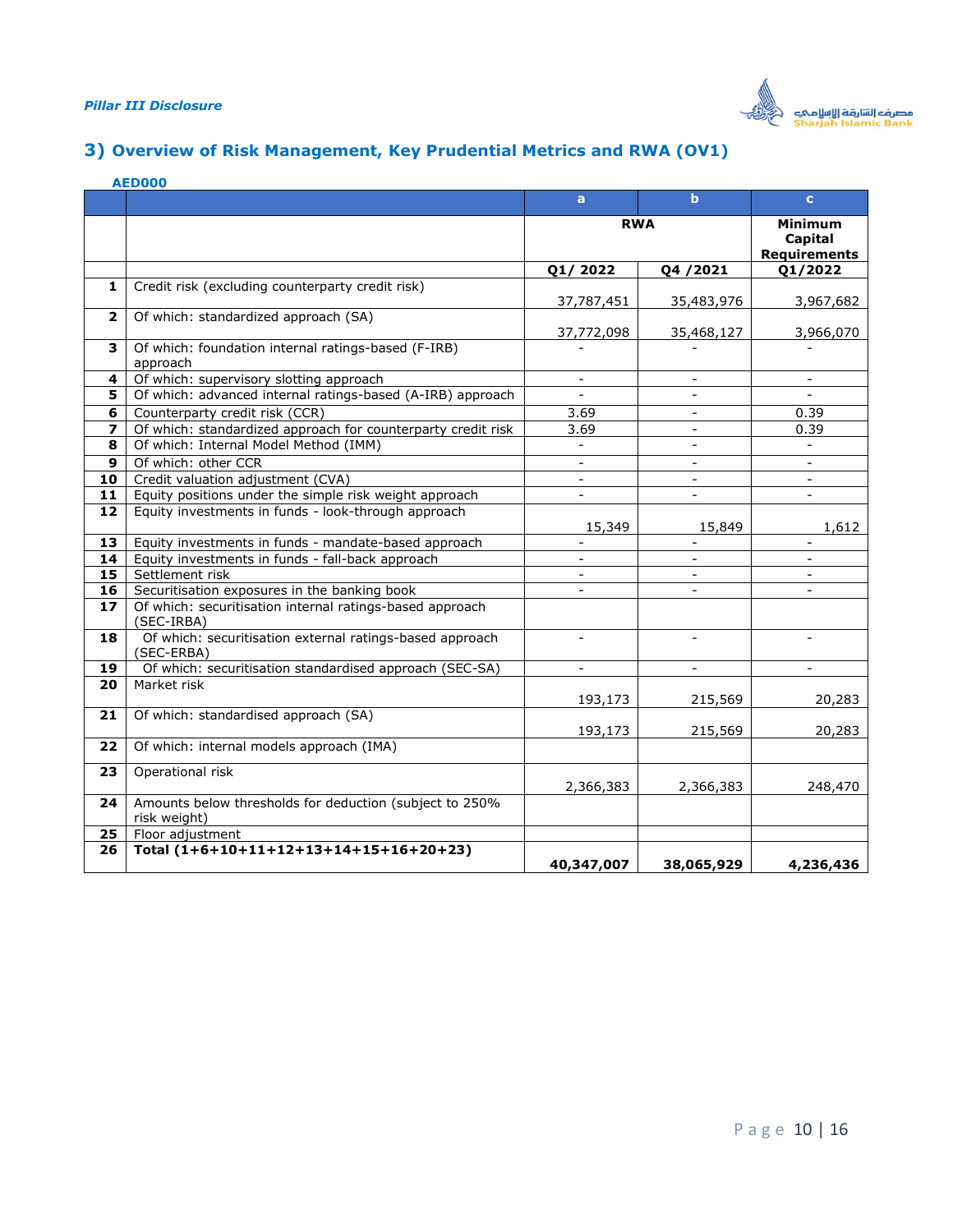## 3) Overview of Risk Management, Key Prudential Metrics and RWA (OV1)

**AED000**

| | | a | b | c |
|---|---|---|---|---|
| | | RWA | | Minimum Capital Requirements |
| | | Q1/ 2022 | Q4 /2021 | Q1/2022 |
| 1 | Credit risk (excluding counterparty credit risk) | 37,787,451 | 35,483,976 | 3,967,682 |
| 2 | Of which: standardized approach (SA) | 37,772,098 | 35,468,127 | 3,966,070 |
| 3 | Of which: foundation internal ratings-based (F-IRB) approach | - | - | - |
| 4 | Of which: supervisory slotting approach | - | - | - |
| 5 | Of which: advanced internal ratings-based (A-IRB) approach | - | - | - |
| 6 | Counterparty credit risk (CCR) | 3.69 | - | 0.39 |
| 7 | Of which: standardized approach for counterparty credit risk | 3.69 | - | 0.39 |
| 8 | Of which: Internal Model Method (IMM) | - | - | - |
| 9 | Of which: other CCR | - | - | - |
| 10 | Credit valuation adjustment (CVA) | - | - | - |
| 11 | Equity positions under the simple risk weight approach | - | - | - |
| 12 | Equity investments in funds - look-through approach | 15,349 | 15,849 | 1,612 |
| 13 | Equity investments in funds - mandate-based approach | - | - | - |
| 14 | Equity investments in funds - fall-back approach | - | - | - |
| 15 | Settlement risk | - | - | - |
| 16 | Securitisation exposures in the banking book | - | - | - |
| 17 | Of which: securitisation internal ratings-based approach (SEC-IRBA) | | | |
| 18 | Of which: securitisation external ratings-based approach (SEC-ERBA) | - | - | - |
| 19 | Of which: securitisation standardised approach (SEC-SA) | - | - | - |
| 20 | Market risk | 193,173 | 215,569 | 20,283 |
| 21 | Of which: standardised approach (SA) | 193,173 | 215,569 | 20,283 |
| 22 | Of which: internal models approach (IMA) | | | |
| 23 | Operational risk | 2,366,383 | 2,366,383 | 248,470 |
| 24 | Amounts below thresholds for deduction (subject to 250% risk weight) | | | |
| 25 | Floor adjustment | | | |
| 26 | **Total (1+6+10+11+12+13+14+15+16+20+23)** | **40,347,007** | **38,065,929** | **4,236,436** |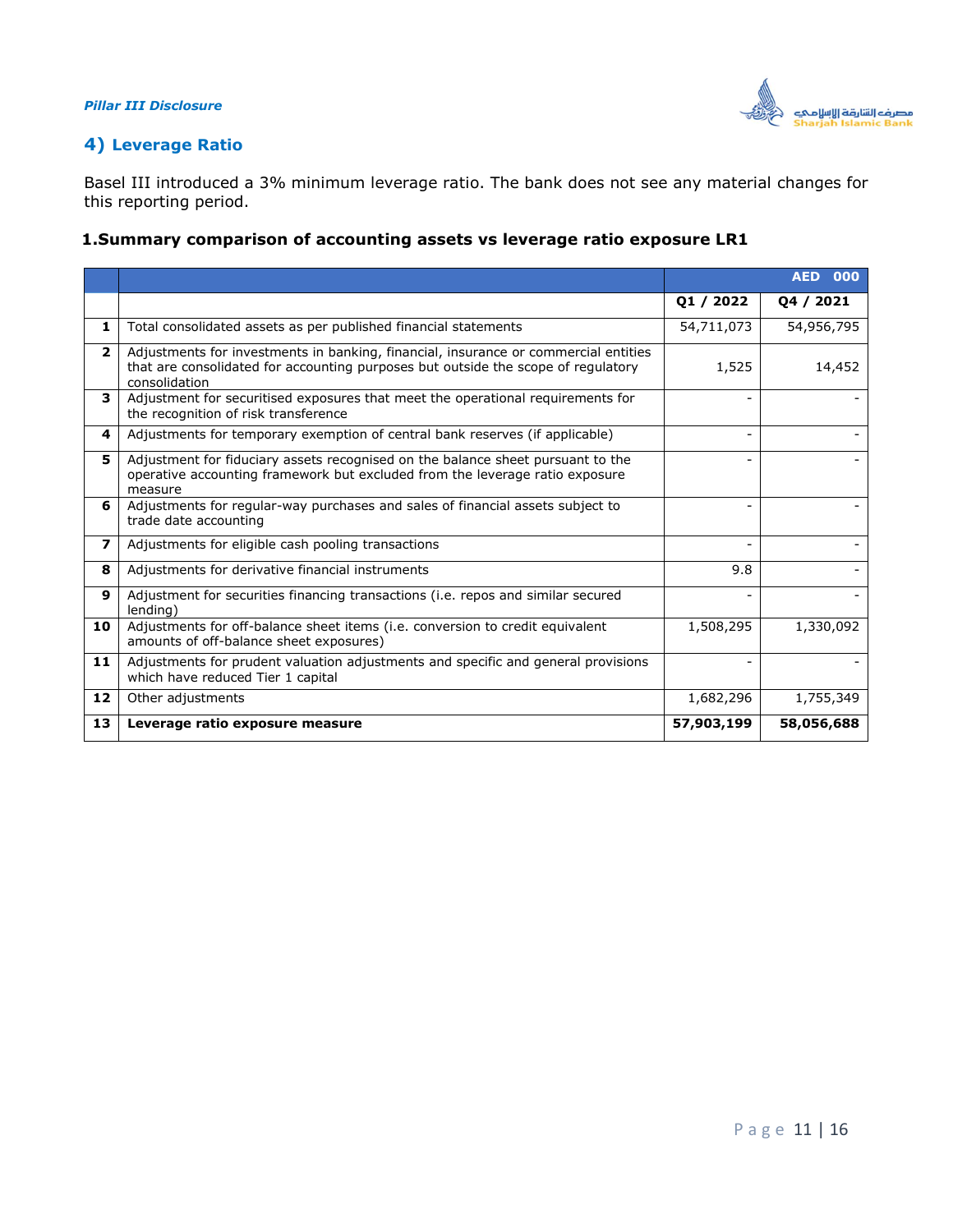## 4) Leverage Ratio

Basel III introduced a 3% minimum leverage ratio. The bank does not see any material changes for this reporting period.

### 1.Summary comparison of accounting assets vs leverage ratio exposure LR1

| | | AED 000 | |
|---|---|---|---|
| | | **Q1 / 2022** | **Q4 / 2021** |
| **1** | Total consolidated assets as per published financial statements | 54,711,073 | 54,956,795 |
| **2** | Adjustments for investments in banking, financial, insurance or commercial entities that are consolidated for accounting purposes but outside the scope of regulatory consolidation | 1,525 | 14,452 |
| **3** | Adjustment for securitised exposures that meet the operational requirements for the recognition of risk transference | - | - |
| **4** | Adjustments for temporary exemption of central bank reserves (if applicable) | - | - |
| **5** | Adjustment for fiduciary assets recognised on the balance sheet pursuant to the operative accounting framework but excluded from the leverage ratio exposure measure | - | - |
| **6** | Adjustments for regular-way purchases and sales of financial assets subject to trade date accounting | - | - |
| **7** | Adjustments for eligible cash pooling transactions | - | - |
| **8** | Adjustments for derivative financial instruments | 9.8 | - |
| **9** | Adjustment for securities financing transactions (i.e. repos and similar secured lending) | - | - |
| **10** | Adjustments for off-balance sheet items (i.e. conversion to credit equivalent amounts of off-balance sheet exposures) | 1,508,295 | 1,330,092 |
| **11** | Adjustments for prudent valuation adjustments and specific and general provisions which have reduced Tier 1 capital | - | - |
| **12** | Other adjustments | 1,682,296 | 1,755,349 |
| **13** | **Leverage ratio exposure measure** | **57,903,199** | **58,056,688** |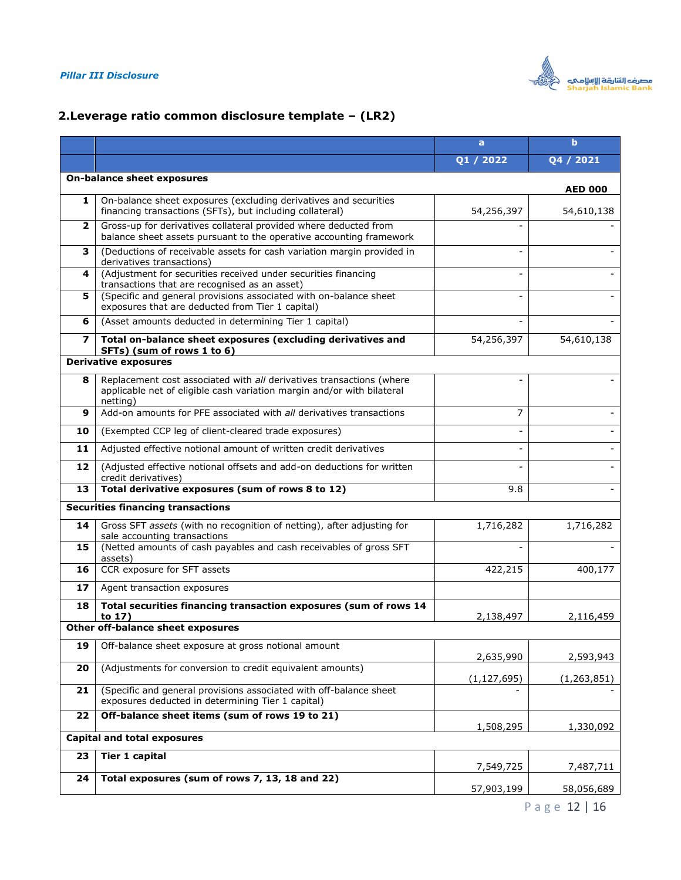## 2.Leverage ratio common disclosure template – (LR2)

| | | a | b |
|---|---|---|---|
| | | Q1 / 2022 | Q4 / 2021 |
| **On-balance sheet exposures** | | | **AED 000** |
| 1 | On-balance sheet exposures (excluding derivatives and securities financing transactions (SFTs), but including collateral) | 54,256,397 | 54,610,138 |
| 2 | Gross-up for derivatives collateral provided where deducted from balance sheet assets pursuant to the operative accounting framework | - | - |
| 3 | (Deductions of receivable assets for cash variation margin provided in derivatives transactions) | - | - |
| 4 | (Adjustment for securities received under securities financing transactions that are recognised as an asset) | - | - |
| 5 | (Specific and general provisions associated with on-balance sheet exposures that are deducted from Tier 1 capital) | - | - |
| 6 | (Asset amounts deducted in determining Tier 1 capital) | - | - |
| 7 | **Total on-balance sheet exposures (excluding derivatives and SFTs) (sum of rows 1 to 6)** | 54,256,397 | 54,610,138 |
| **Derivative exposures** | | | |
| 8 | Replacement cost associated with *all* derivatives transactions (where applicable net of eligible cash variation margin and/or with bilateral netting) | - | - |
| 9 | Add-on amounts for PFE associated with *all* derivatives transactions | 7 | - |
| 10 | (Exempted CCP leg of client-cleared trade exposures) | - | - |
| 11 | Adjusted effective notional amount of written credit derivatives | - | - |
| 12 | (Adjusted effective notional offsets and add-on deductions for written credit derivatives) | - | - |
| 13 | **Total derivative exposures (sum of rows 8 to 12)** | 9.8 | - |
| **Securities financing transactions** | | | |
| 14 | Gross SFT *assets* (with no recognition of netting), after adjusting for sale accounting transactions | 1,716,282 | 1,716,282 |
| 15 | (Netted amounts of cash payables and cash receivables of gross SFT assets) | - | - |
| 16 | CCR exposure for SFT assets | 422,215 | 400,177 |
| 17 | Agent transaction exposures | | |
| 18 | **Total securities financing transaction exposures (sum of rows 14 to 17)** | 2,138,497 | 2,116,459 |
| **Other off-balance sheet exposures** | | | |
| 19 | Off-balance sheet exposure at gross notional amount | 2,635,990 | 2,593,943 |
| 20 | (Adjustments for conversion to credit equivalent amounts) | (1,127,695) | (1,263,851) |
| 21 | (Specific and general provisions associated with off-balance sheet exposures deducted in determining Tier 1 capital) | - | - |
| 22 | **Off-balance sheet items (sum of rows 19 to 21)** | 1,508,295 | 1,330,092 |
| **Capital and total exposures** | | | |
| 23 | **Tier 1 capital** | 7,549,725 | 7,487,711 |
| 24 | **Total exposures (sum of rows 7, 13, 18 and 22)** | 57,903,199 | 58,056,689 |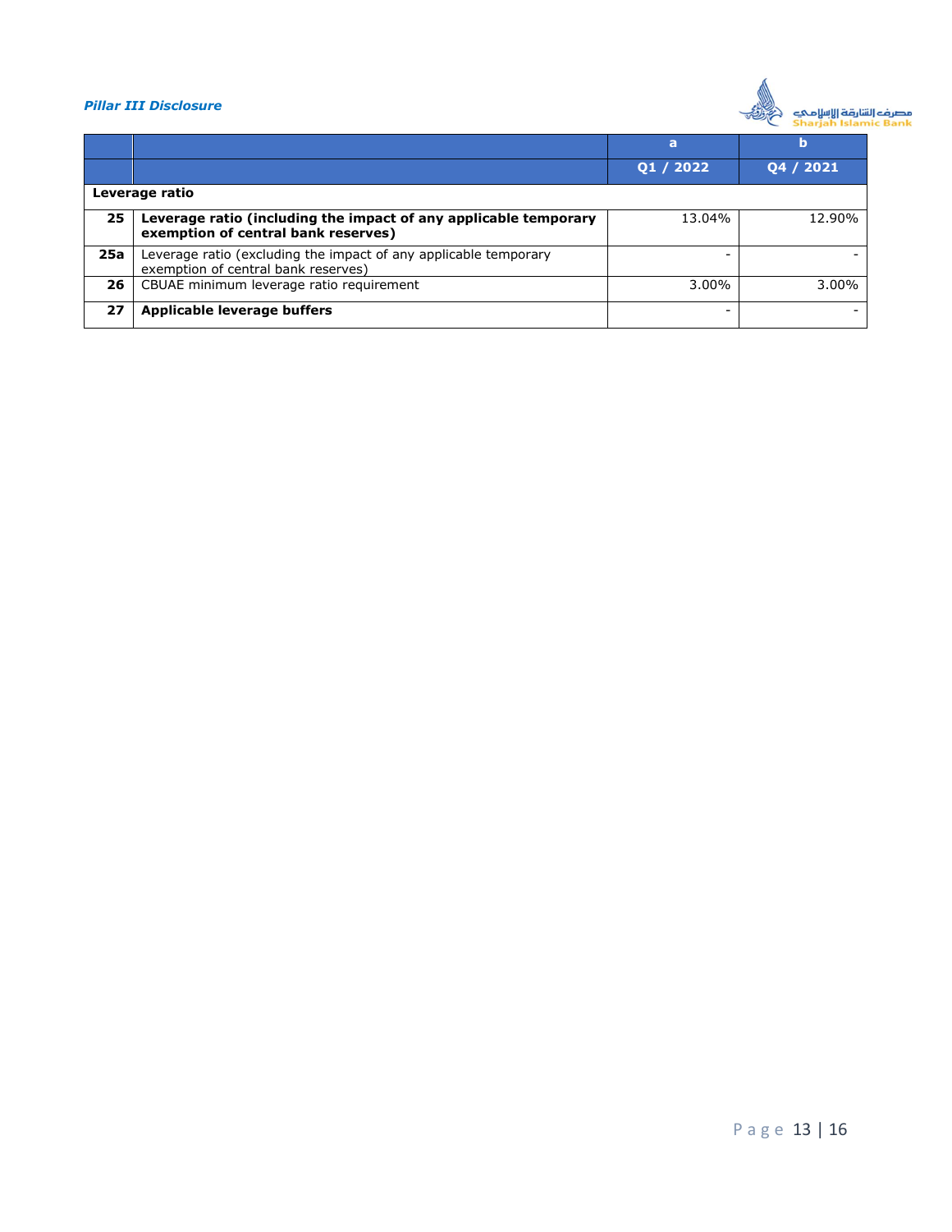| | | a | b |
|---|---|---|---|
| | | **Q1 / 2022** | **Q4 / 2021** |
| **Leverage ratio** | | | |
| **25** | **Leverage ratio (including the impact of any applicable temporary exemption of central bank reserves)** | 13.04% | 12.90% |
| **25a** | Leverage ratio (excluding the impact of any applicable temporary exemption of central bank reserves) | - | - |
| **26** | CBUAE minimum leverage ratio requirement | 3.00% | 3.00% |
| **27** | **Applicable leverage buffers** | - | - |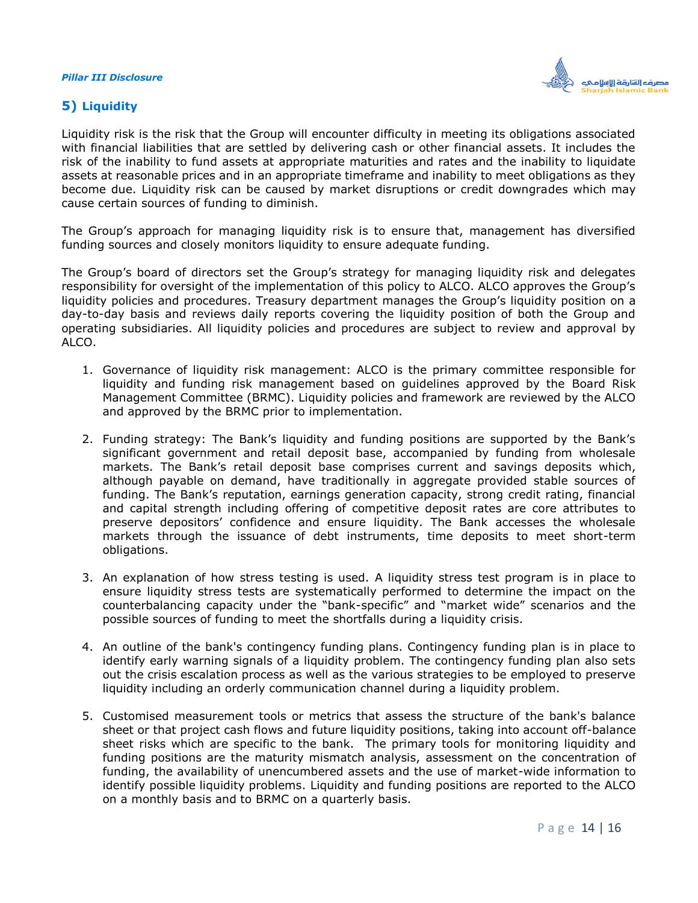## 5) Liquidity

Liquidity risk is the risk that the Group will encounter difficulty in meeting its obligations associated with financial liabilities that are settled by delivering cash or other financial assets. It includes the risk of the inability to fund assets at appropriate maturities and rates and the inability to liquidate assets at reasonable prices and in an appropriate timeframe and inability to meet obligations as they become due. Liquidity risk can be caused by market disruptions or credit downgrades which may cause certain sources of funding to diminish.

The Group's approach for managing liquidity risk is to ensure that, management has diversified funding sources and closely monitors liquidity to ensure adequate funding.

The Group's board of directors set the Group's strategy for managing liquidity risk and delegates responsibility for oversight of the implementation of this policy to ALCO. ALCO approves the Group's liquidity policies and procedures. Treasury department manages the Group's liquidity position on a day-to-day basis and reviews daily reports covering the liquidity position of both the Group and operating subsidiaries. All liquidity policies and procedures are subject to review and approval by ALCO.

1. Governance of liquidity risk management: ALCO is the primary committee responsible for liquidity and funding risk management based on guidelines approved by the Board Risk Management Committee (BRMC). Liquidity policies and framework are reviewed by the ALCO and approved by the BRMC prior to implementation.

2. Funding strategy: The Bank's liquidity and funding positions are supported by the Bank's significant government and retail deposit base, accompanied by funding from wholesale markets. The Bank's retail deposit base comprises current and savings deposits which, although payable on demand, have traditionally in aggregate provided stable sources of funding. The Bank's reputation, earnings generation capacity, strong credit rating, financial and capital strength including offering of competitive deposit rates are core attributes to preserve depositors' confidence and ensure liquidity. The Bank accesses the wholesale markets through the issuance of debt instruments, time deposits to meet short-term obligations.

3. An explanation of how stress testing is used. A liquidity stress test program is in place to ensure liquidity stress tests are systematically performed to determine the impact on the counterbalancing capacity under the "bank-specific" and "market wide" scenarios and the possible sources of funding to meet the shortfalls during a liquidity crisis.

4. An outline of the bank's contingency funding plans. Contingency funding plan is in place to identify early warning signals of a liquidity problem. The contingency funding plan also sets out the crisis escalation process as well as the various strategies to be employed to preserve liquidity including an orderly communication channel during a liquidity problem.

5. Customised measurement tools or metrics that assess the structure of the bank's balance sheet or that project cash flows and future liquidity positions, taking into account off-balance sheet risks which are specific to the bank. The primary tools for monitoring liquidity and funding positions are the maturity mismatch analysis, assessment on the concentration of funding, the availability of unencumbered assets and the use of market-wide information to identify possible liquidity problems. Liquidity and funding positions are reported to the ALCO on a monthly basis and to BRMC on a quarterly basis.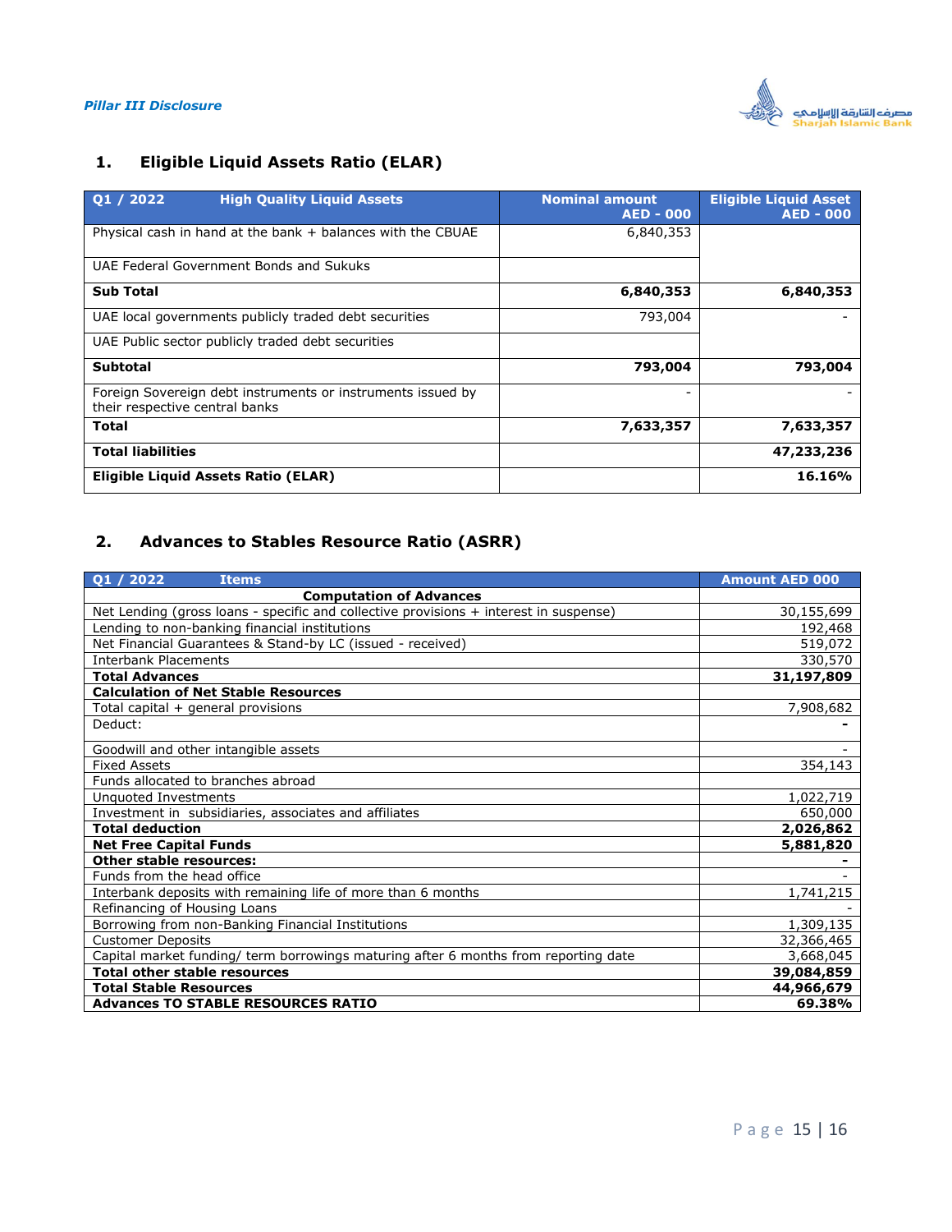## 1. Eligible Liquid Assets Ratio (ELAR)

| Q1 / 2022 High Quality Liquid Assets | Nominal amount AED - 000 | Eligible Liquid Asset AED - 000 |
|---|---|---|
| Physical cash in hand at the bank + balances with the CBUAE | 6,840,353 | |
| UAE Federal Government Bonds and Sukuks | | |
| **Sub Total** | **6,840,353** | **6,840,353** |
| UAE local governments publicly traded debt securities | 793,004 | - |
| UAE Public sector publicly traded debt securities | | |
| **Subtotal** | **793,004** | **793,004** |
| Foreign Sovereign debt instruments or instruments issued by their respective central banks | - | - |
| **Total** | **7,633,357** | **7,633,357** |
| **Total liabilities** | | **47,233,236** |
| **Eligible Liquid Assets Ratio (ELAR)** | | **16.16%** |

## 2. Advances to Stables Resource Ratio (ASRR)

| Q1 / 2022 Items | Amount AED 000 |
|---|---|
| **Computation of Advances** | |
| Net Lending (gross loans - specific and collective provisions + interest in suspense) | 30,155,699 |
| Lending to non-banking financial institutions | 192,468 |
| Net Financial Guarantees & Stand-by LC (issued - received) | 519,072 |
| Interbank Placements | 330,570 |
| **Total Advances** | **31,197,809** |
| **Calculation of Net Stable Resources** | |
| Total capital + general provisions | 7,908,682 |
| Deduct: | **-** |
| Goodwill and other intangible assets | - |
| Fixed Assets | 354,143 |
| Funds allocated to branches abroad | |
| Unquoted Investments | 1,022,719 |
| Investment in subsidiaries, associates and affiliates | 650,000 |
| **Total deduction** | **2,026,862** |
| **Net Free Capital Funds** | **5,881,820** |
| **Other stable resources:** | **-** |
| Funds from the head office | - |
| Interbank deposits with remaining life of more than 6 months | 1,741,215 |
| Refinancing of Housing Loans | - |
| Borrowing from non-Banking Financial Institutions | 1,309,135 |
| Customer Deposits | 32,366,465 |
| Capital market funding/ term borrowings maturing after 6 months from reporting date | 3,668,045 |
| **Total other stable resources** | **39,084,859** |
| **Total Stable Resources** | **44,966,679** |
| **Advances TO STABLE RESOURCES RATIO** | **69.38%** |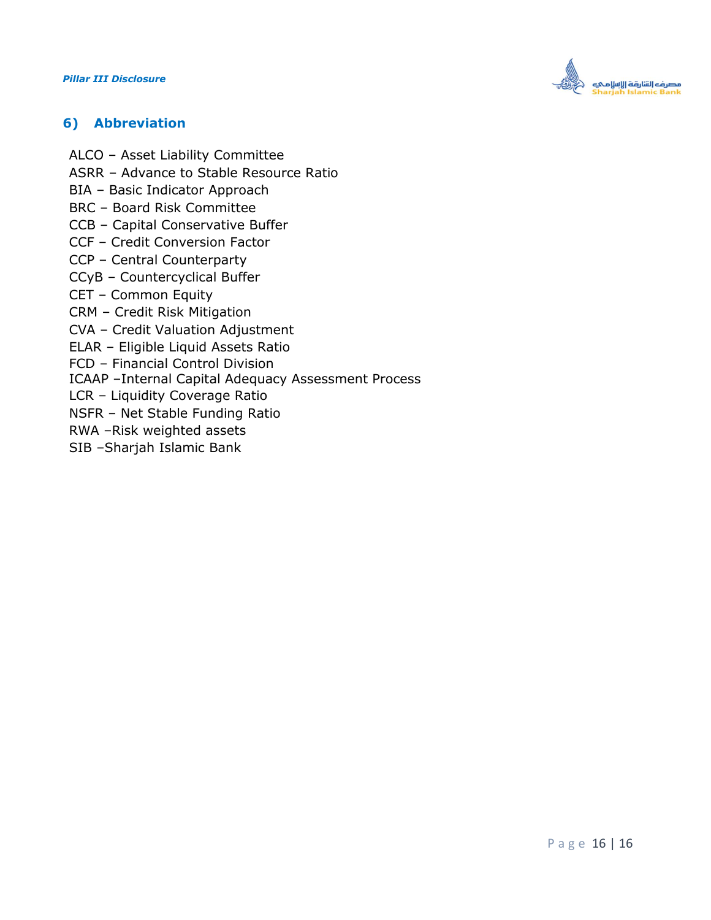## 6) Abbreviation

ALCO – Asset Liability Committee
ASRR – Advance to Stable Resource Ratio
BIA – Basic Indicator Approach
BRC – Board Risk Committee
CCB – Capital Conservative Buffer
CCF – Credit Conversion Factor
CCP – Central Counterparty
CCyB – Countercyclical Buffer
CET – Common Equity
CRM – Credit Risk Mitigation
CVA – Credit Valuation Adjustment
ELAR – Eligible Liquid Assets Ratio
FCD – Financial Control Division
ICAAP –Internal Capital Adequacy Assessment Process
LCR – Liquidity Coverage Ratio
NSFR – Net Stable Funding Ratio
RWA –Risk weighted assets
SIB –Sharjah Islamic Bank